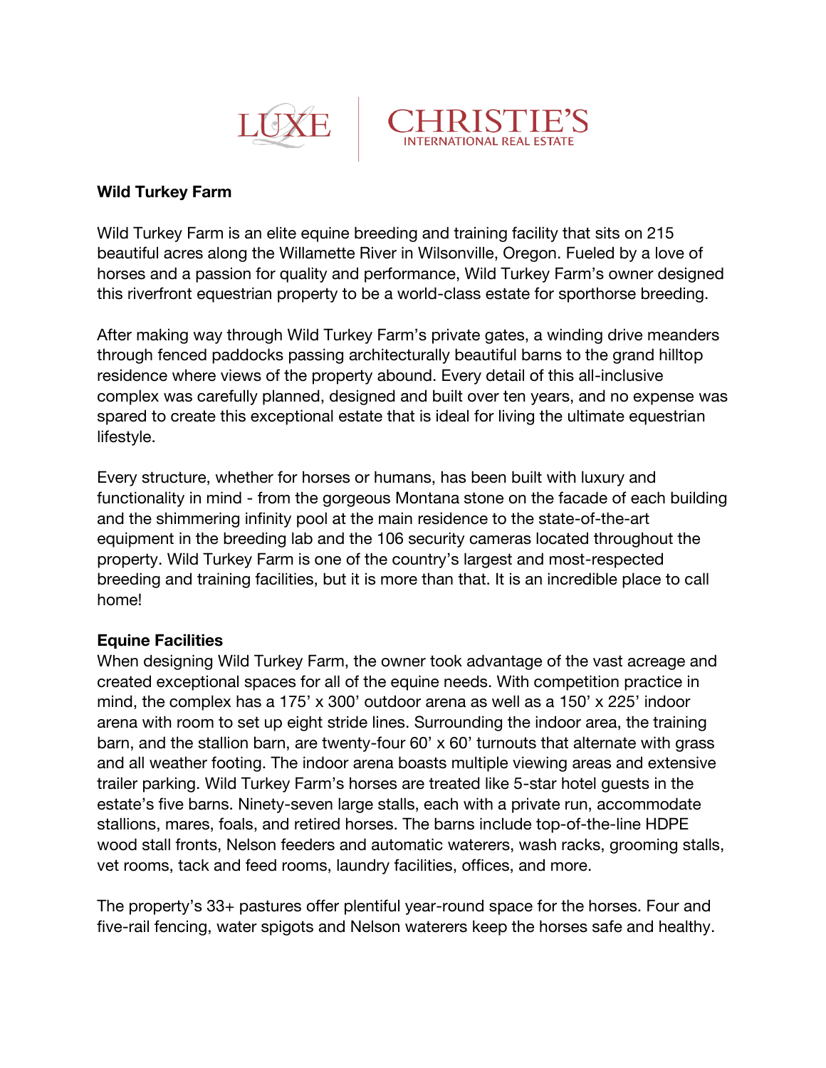LUXE | CHRISTIE'S INTERNATIONAL REAL ESTATE

**Wild Turkey Farm**

Wild Turkey Farm is an elite equine breeding and training facility that sits on 215 beautiful acres along the Willamette River in Wilsonville, Oregon. Fueled by a love of horses and a passion for quality and performance, Wild Turkey Farm's owner designed this riverfront equestrian property to be a world-class estate for sporthorse breeding.

After making way through Wild Turkey Farm's private gates, a winding drive meanders through fenced paddocks passing architecturally beautiful barns to the grand hilltop residence where views of the property abound. Every detail of this all-inclusive complex was carefully planned, designed and built over ten years, and no expense was spared to create this exceptional estate that is ideal for living the ultimate equestrian lifestyle.

Every structure, whether for horses or humans, has been built with luxury and functionality in mind - from the gorgeous Montana stone on the facade of each building and the shimmering infinity pool at the main residence to the state-of-the-art equipment in the breeding lab and the 106 security cameras located throughout the property. Wild Turkey Farm is one of the country's largest and most-respected breeding and training facilities, but it is more than that. It is an incredible place to call home!

**Equine Facilities**

When designing Wild Turkey Farm, the owner took advantage of the vast acreage and created exceptional spaces for all of the equine needs. With competition practice in mind, the complex has a 175' x 300' outdoor arena as well as a 150' x 225' indoor arena with room to set up eight stride lines. Surrounding the indoor area, the training barn, and the stallion barn, are twenty-four 60' x 60' turnouts that alternate with grass and all weather footing. The indoor arena boasts multiple viewing areas and extensive trailer parking. Wild Turkey Farm's horses are treated like 5-star hotel guests in the estate's five barns. Ninety-seven large stalls, each with a private run, accommodate stallions, mares, foals, and retired horses. The barns include top-of-the-line HDPE wood stall fronts, Nelson feeders and automatic waterers, wash racks, grooming stalls, vet rooms, tack and feed rooms, laundry facilities, offices, and more.

The property's 33+ pastures offer plentiful year-round space for the horses. Four and five-rail fencing, water spigots and Nelson waterers keep the horses safe and healthy.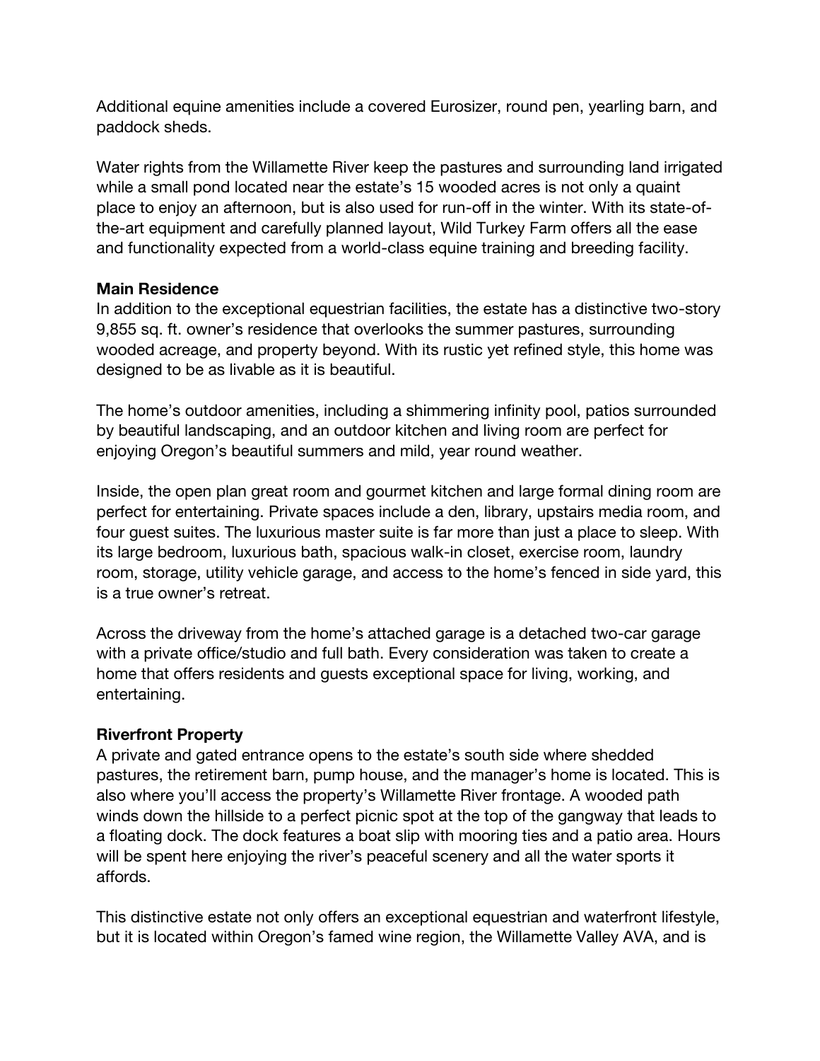Additional equine amenities include a covered Eurosizer, round pen, yearling barn, and paddock sheds.

Water rights from the Willamette River keep the pastures and surrounding land irrigated while a small pond located near the estate's 15 wooded acres is not only a quaint place to enjoy an afternoon, but is also used for run-off in the winter. With its state-of-the-art equipment and carefully planned layout, Wild Turkey Farm offers all the ease and functionality expected from a world-class equine training and breeding facility.

**Main Residence**

In addition to the exceptional equestrian facilities, the estate has a distinctive two-story 9,855 sq. ft. owner's residence that overlooks the summer pastures, surrounding wooded acreage, and property beyond. With its rustic yet refined style, this home was designed to be as livable as it is beautiful.

The home's outdoor amenities, including a shimmering infinity pool, patios surrounded by beautiful landscaping, and an outdoor kitchen and living room are perfect for enjoying Oregon's beautiful summers and mild, year round weather.

Inside, the open plan great room and gourmet kitchen and large formal dining room are perfect for entertaining. Private spaces include a den, library, upstairs media room, and four guest suites. The luxurious master suite is far more than just a place to sleep. With its large bedroom, luxurious bath, spacious walk-in closet, exercise room, laundry room, storage, utility vehicle garage, and access to the home's fenced in side yard, this is a true owner's retreat.

Across the driveway from the home's attached garage is a detached two-car garage with a private office/studio and full bath. Every consideration was taken to create a home that offers residents and guests exceptional space for living, working, and entertaining.

**Riverfront Property**

A private and gated entrance opens to the estate's south side where shedded pastures, the retirement barn, pump house, and the manager's home is located. This is also where you'll access the property's Willamette River frontage. A wooded path winds down the hillside to a perfect picnic spot at the top of the gangway that leads to a floating dock. The dock features a boat slip with mooring ties and a patio area. Hours will be spent here enjoying the river's peaceful scenery and all the water sports it affords.

This distinctive estate not only offers an exceptional equestrian and waterfront lifestyle, but it is located within Oregon's famed wine region, the Willamette Valley AVA, and is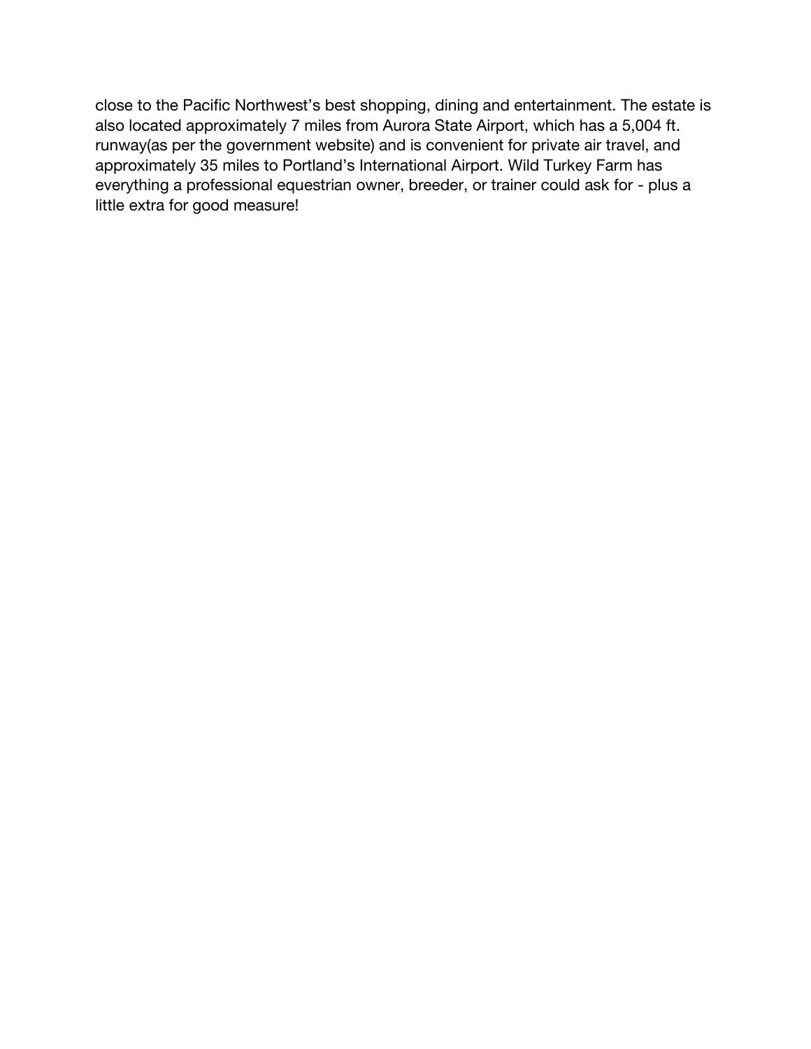close to the Pacific Northwest’s best shopping, dining and entertainment. The estate is also located approximately 7 miles from Aurora State Airport, which has a 5,004 ft. runway(as per the government website) and is convenient for private air travel, and approximately 35 miles to Portland’s International Airport. Wild Turkey Farm has everything a professional equestrian owner, breeder, or trainer could ask for - plus a little extra for good measure!